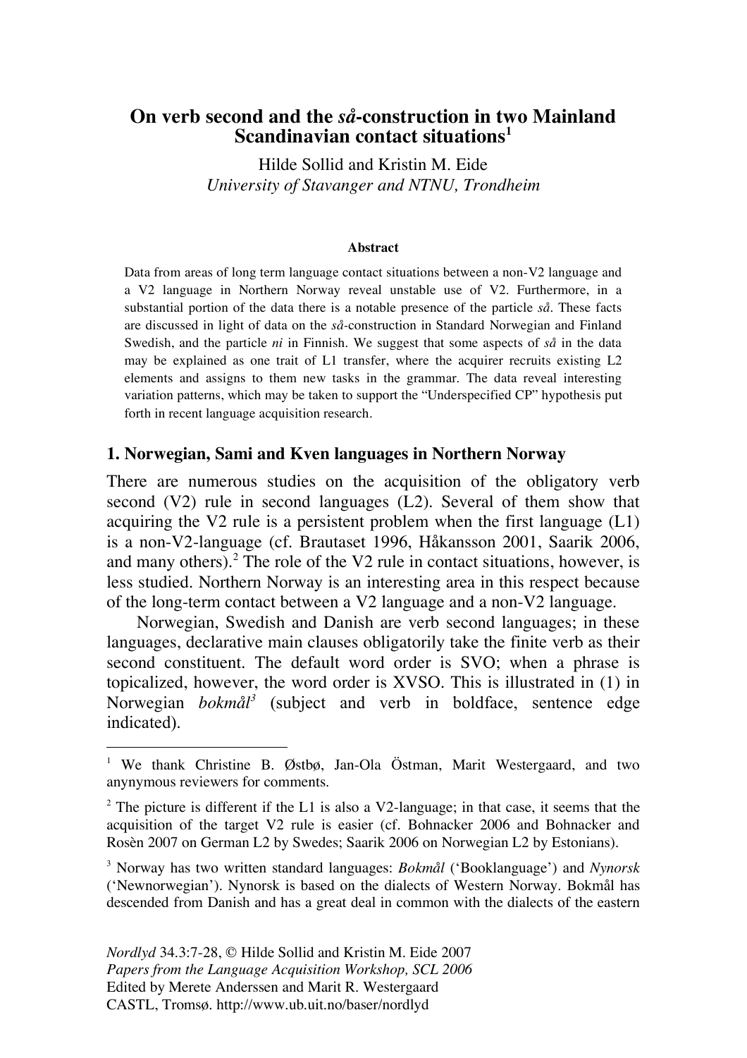# On verb second and the *så*-construction in two Mainland Scandinavian contact situations[1]

Hilde Sollid and Kristin M. Eide

*University of Stavanger and NTNU, Trondheim*

**Abstract**

Data from areas of long term language contact situations between a non-V2 language and a V2 language in Northern Norway reveal unstable use of V2. Furthermore, in a substantial portion of the data there is a notable presence of the particle *så*. These facts are discussed in light of data on the *så*-construction in Standard Norwegian and Finland Swedish, and the particle *ni* in Finnish. We suggest that some aspects of *så* in the data may be explained as one trait of L1 transfer, where the acquirer recruits existing L2 elements and assigns to them new tasks in the grammar. The data reveal interesting variation patterns, which may be taken to support the "Underspecified CP" hypothesis put forth in recent language acquisition research.

## 1. Norwegian, Sami and Kven languages in Northern Norway

There are numerous studies on the acquisition of the obligatory verb second (V2) rule in second languages (L2). Several of them show that acquiring the V2 rule is a persistent problem when the first language (L1) is a non-V2-language (cf. Brautaset 1996, Håkansson 2001, Saarik 2006, and many others).[2] The role of the V2 rule in contact situations, however, is less studied. Northern Norway is an interesting area in this respect because of the long-term contact between a V2 language and a non-V2 language.

Norwegian, Swedish and Danish are verb second languages; in these languages, declarative main clauses obligatorily take the finite verb as their second constituent. The default word order is SVO; when a phrase is topicalized, however, the word order is XVSO. This is illustrated in (1) in Norwegian *bokmål*[3] (subject and verb in boldface, sentence edge indicated).

---

[1] We thank Christine B. Østbø, Jan-Ola Östman, Marit Westergaard, and two anynymous reviewers for comments.

[2] The picture is different if the L1 is also a V2-language; in that case, it seems that the acquisition of the target V2 rule is easier (cf. Bohnacker 2006 and Bohnacker and Rosèn 2007 on German L2 by Swedes; Saarik 2006 on Norwegian L2 by Estonians).

[3] Norway has two written standard languages: *Bokmål* ('Booklanguage') and *Nynorsk* ('Newnorwegian'). Nynorsk is based on the dialects of Western Norway. Bokmål has descended from Danish and has a great deal in common with the dialects of the eastern

*Nordlyd* 34.3:7-28, © Hilde Sollid and Kristin M. Eide 2007
*Papers from the Language Acquisition Workshop, SCL 2006*
Edited by Merete Anderssen and Marit R. Westergaard
CASTL, Tromsø. http://www.ub.uit.no/baser/nordlyd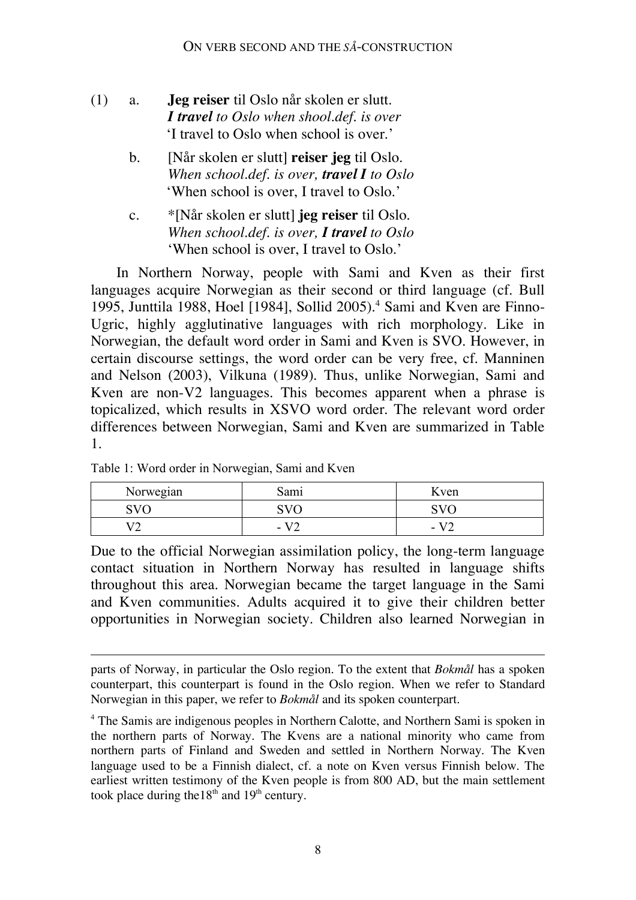(1) a. **Jeg reiser** til Oslo når skolen er slutt.
*__I travel__ to Oslo when shool.def. is over*
'I travel to Oslo when school is over.'

b. [Når skolen er slutt] **reiser jeg** til Oslo.
*When school.def. is over, __travel I__ to Oslo*
'When school is over, I travel to Oslo.'

c. *[Når skolen er slutt] **jeg reiser** til Oslo.
*When school.def. is over, __I travel__ to Oslo*
'When school is over, I travel to Oslo.'

In Northern Norway, people with Sami and Kven as their first languages acquire Norwegian as their second or third language (cf. Bull 1995, Junttila 1988, Hoel [1984], Sollid 2005).[4] Sami and Kven are Finno-Ugric, highly agglutinative languages with rich morphology. Like in Norwegian, the default word order in Sami and Kven is SVO. However, in certain discourse settings, the word order can be very free, cf. Manninen and Nelson (2003), Vilkuna (1989). Thus, unlike Norwegian, Sami and Kven are non-V2 languages. This becomes apparent when a phrase is topicalized, which results in XSVO word order. The relevant word order differences between Norwegian, Sami and Kven are summarized in Table 1.

Table 1: Word order in Norwegian, Sami and Kven

| Norwegian | Sami | Kven |
|---|---|---|
| SVO | SVO | SVO |
| V2 | - V2 | - V2 |

Due to the official Norwegian assimilation policy, the long-term language contact situation in Northern Norway has resulted in language shifts throughout this area. Norwegian became the target language in the Sami and Kven communities. Adults acquired it to give their children better opportunities in Norwegian society. Children also learned Norwegian in

parts of Norway, in particular the Oslo region. To the extent that *Bokmål* has a spoken counterpart, this counterpart is found in the Oslo region. When we refer to Standard Norwegian in this paper, we refer to *Bokmål* and its spoken counterpart.

[4] The Samis are indigenous peoples in Northern Calotte, and Northern Sami is spoken in the northern parts of Norway. The Kvens are a national minority who came from northern parts of Finland and Sweden and settled in Northern Norway. The Kven language used to be a Finnish dialect, cf. a note on Kven versus Finnish below. The earliest written testimony of the Kven people is from 800 AD, but the main settlement took place during the18th and 19th century.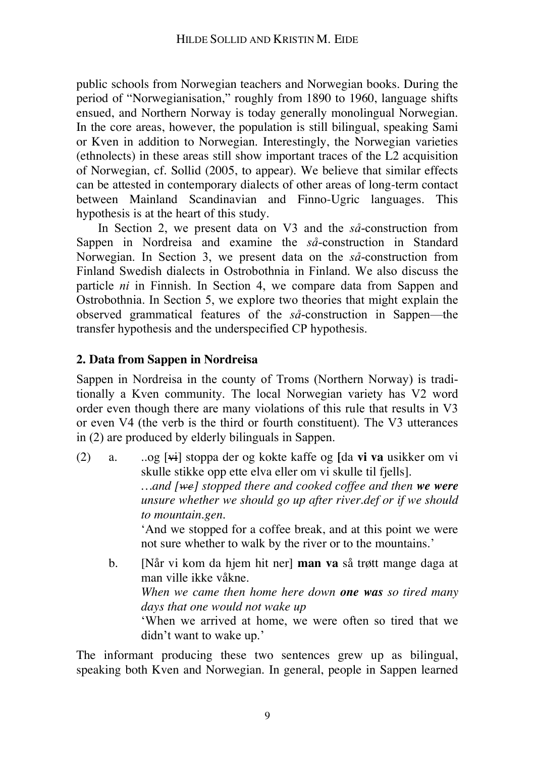public schools from Norwegian teachers and Norwegian books. During the period of "Norwegianisation," roughly from 1890 to 1960, language shifts ensued, and Northern Norway is today generally monolingual Norwegian. In the core areas, however, the population is still bilingual, speaking Sami or Kven in addition to Norwegian. Interestingly, the Norwegian varieties (ethnolects) in these areas still show important traces of the L2 acquisition of Norwegian, cf. Sollid (2005, to appear). We believe that similar effects can be attested in contemporary dialects of other areas of long-term contact between Mainland Scandinavian and Finno-Ugric languages. This hypothesis is at the heart of this study.

In Section 2, we present data on V3 and the *så*-construction from Sappen in Nordreisa and examine the *så*-construction in Standard Norwegian. In Section 3, we present data on the *så*-construction from Finland Swedish dialects in Ostrobothnia in Finland. We also discuss the particle *ni* in Finnish. In Section 4, we compare data from Sappen and Ostrobothnia. In Section 5, we explore two theories that might explain the observed grammatical features of the *så*-construction in Sappen—the transfer hypothesis and the underspecified CP hypothesis.

## 2. Data from Sappen in Nordreisa

Sappen in Nordreisa in the county of Troms (Northern Norway) is traditionally a Kven community. The local Norwegian variety has V2 word order even though there are many violations of this rule that results in V3 or even V4 (the verb is the third or fourth constituent). The V3 utterances in (2) are produced by elderly bilinguals in Sappen.

(2) a. ..og [~~vi~~] stoppa der og kokte kaffe og [da **vi va** usikker om vi skulle stikke opp ette elva eller om vi skulle til fjells].
*…and [~~we~~] stopped there and cooked coffee and then **we were** unsure whether we should go up after river.def or if we should to mountain.gen.*
'And we stopped for a coffee break, and at this point we were not sure whether to walk by the river or to the mountains.'

b. [Når vi kom da hjem hit ner] **man va** så trøtt mange daga at man ville ikke våkne.
*When we came then home here down **one was** so tired many days that one would not wake up*
'When we arrived at home, we were often so tired that we didn't want to wake up.'

The informant producing these two sentences grew up as bilingual, speaking both Kven and Norwegian. In general, people in Sappen learned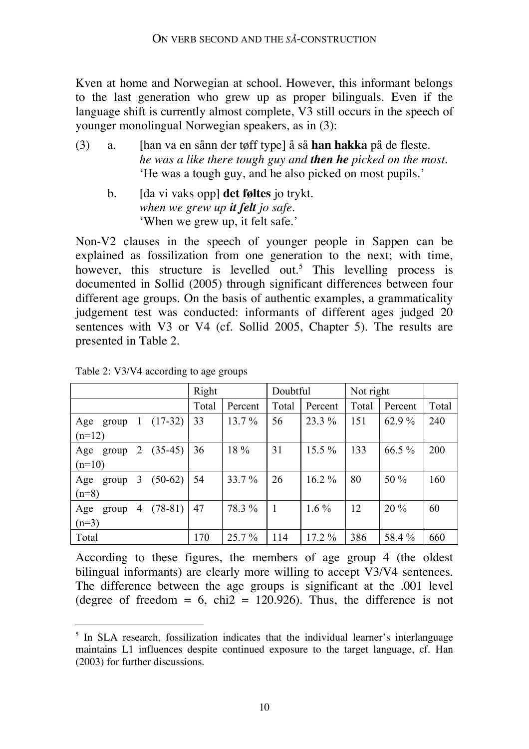Kven at home and Norwegian at school. However, this informant belongs to the last generation who grew up as proper bilinguals. Even if the language shift is currently almost complete, V3 still occurs in the speech of younger monolingual Norwegian speakers, as in (3):

(3) a. [han va en sånn der tøff type] å så **han hakka** på de fleste.
*he was a like there tough guy and* ***then he*** *picked on the most.*
'He was a tough guy, and he also picked on most pupils.'

b. [da vi vaks opp] **det føltes** jo trykt.
*when we grew up* ***it felt*** *jo safe.*
'When we grew up, it felt safe.'

Non-V2 clauses in the speech of younger people in Sappen can be explained as fossilization from one generation to the next; with time, however, this structure is levelled out.[5] This levelling process is documented in Sollid (2005) through significant differences between four different age groups. On the basis of authentic examples, a grammaticality judgement test was conducted: informants of different ages judged 20 sentences with V3 or V4 (cf. Sollid 2005, Chapter 5). The results are presented in Table 2.

Table 2: V3/V4 according to age groups

| | Right | | Doubtful | | Not right | | |
|---|---|---|---|---|---|---|---|
| | Total | Percent | Total | Percent | Total | Percent | Total |
| Age group 1 (17-32) (n=12) | 33 | 13.7 % | 56 | 23.3 % | 151 | 62.9 % | 240 |
| Age group 2 (35-45) (n=10) | 36 | 18 % | 31 | 15.5 % | 133 | 66.5 % | 200 |
| Age group 3 (50-62) (n=8) | 54 | 33.7 % | 26 | 16.2 % | 80 | 50 % | 160 |
| Age group 4 (78-81) (n=3) | 47 | 78.3 % | 1 | 1.6 % | 12 | 20 % | 60 |
| Total | 170 | 25.7 % | 114 | 17.2 % | 386 | 58.4 % | 660 |

According to these figures, the members of age group 4 (the oldest bilingual informants) are clearly more willing to accept V3/V4 sentences. The difference between the age groups is significant at the .001 level (degree of freedom = 6, chi2 = 120.926). Thus, the difference is not

[5] In SLA research, fossilization indicates that the individual learner's interlanguage maintains L1 influences despite continued exposure to the target language, cf. Han (2003) for further discussions.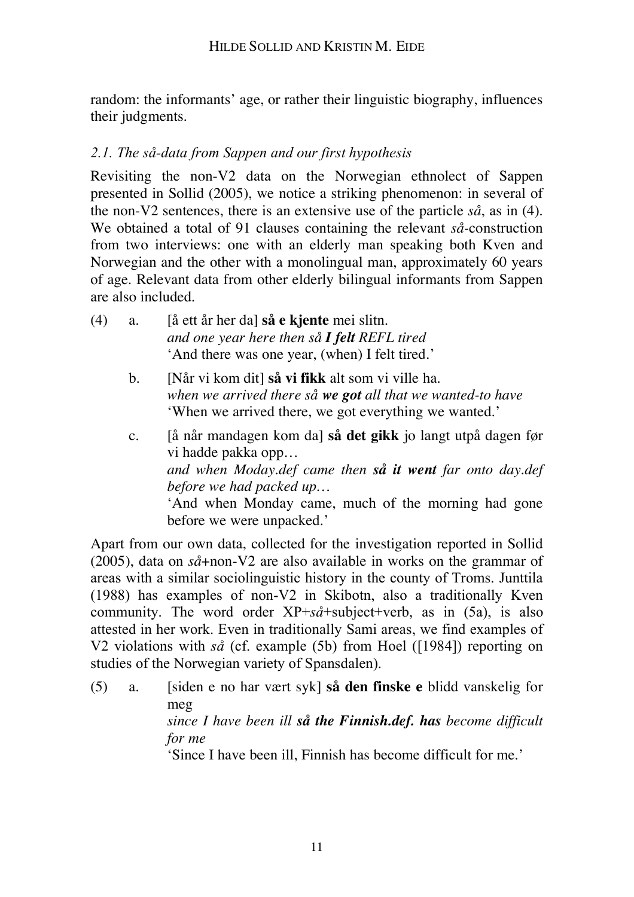random: the informants' age, or rather their linguistic biography, influences their judgments.

### *2.1. The så-data from Sappen and our first hypothesis*

Revisiting the non-V2 data on the Norwegian ethnolect of Sappen presented in Sollid (2005), we notice a striking phenomenon: in several of the non-V2 sentences, there is an extensive use of the particle *så*, as in (4). We obtained a total of 91 clauses containing the relevant *så*-construction from two interviews: one with an elderly man speaking both Kven and Norwegian and the other with a monolingual man, approximately 60 years of age. Relevant data from other elderly bilingual informants from Sappen are also included.

(4) a. [å ett år her da] **så e kjente** mei slitn.
*and one year here then så* ***I felt*** *REFL tired*
'And there was one year, (when) I felt tired.'

b. [Når vi kom dit] **så vi fikk** alt som vi ville ha.
*when we arrived there så* ***we got*** *all that we wanted-to have*
'When we arrived there, we got everything we wanted.'

c. [å når mandagen kom da] **så det gikk** jo langt utpå dagen før vi hadde pakka opp…
*and when Moday.def came then* ***så it went*** *far onto day.def before we had packed up…*
'And when Monday came, much of the morning had gone before we were unpacked.'

Apart from our own data, collected for the investigation reported in Sollid (2005), data on *så*+non-V2 are also available in works on the grammar of areas with a similar sociolinguistic history in the county of Troms. Junttila (1988) has examples of non-V2 in Skibotn, also a traditionally Kven community. The word order XP+*så*+subject+verb, as in (5a), is also attested in her work. Even in traditionally Sami areas, we find examples of V2 violations with *så* (cf. example (5b) from Hoel ([1984]) reporting on studies of the Norwegian variety of Spansdalen).

(5) a. [siden e no har vært syk] **så den finske e** blidd vanskelig for meg
*since I have been ill* ***så the Finnish.def. has*** *become difficult for me*
'Since I have been ill, Finnish has become difficult for me.'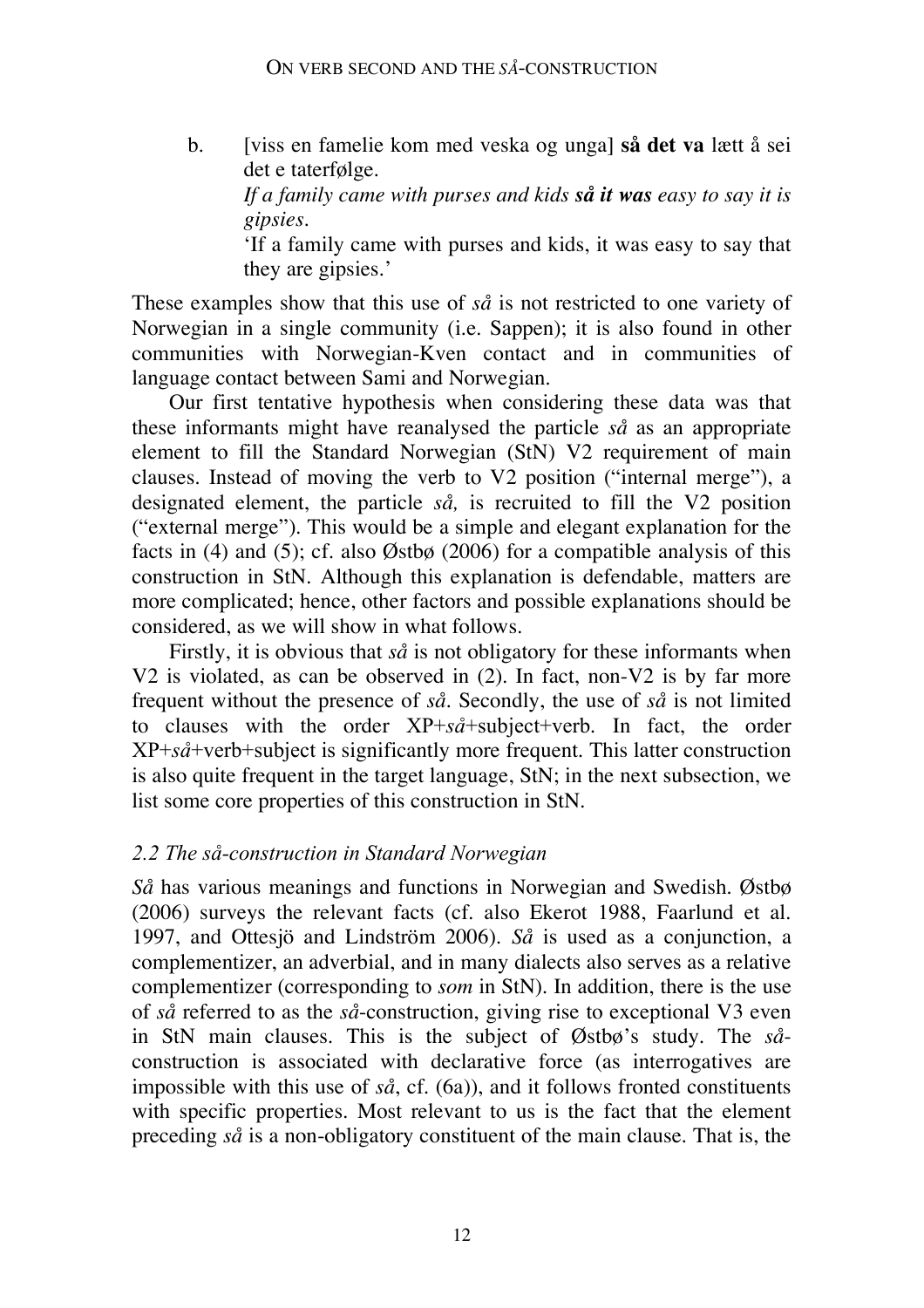b. [viss en famelie kom med veska og unga] **så det va** lætt å sei det e taterfølge.
*If a family came with purses and kids **så it was** easy to say it is gipsies.*
'If a family came with purses and kids, it was easy to say that they are gipsies.'

These examples show that this use of *så* is not restricted to one variety of Norwegian in a single community (i.e. Sappen); it is also found in other communities with Norwegian-Kven contact and in communities of language contact between Sami and Norwegian.

Our first tentative hypothesis when considering these data was that these informants might have reanalysed the particle *så* as an appropriate element to fill the Standard Norwegian (StN) V2 requirement of main clauses. Instead of moving the verb to V2 position ("internal merge"), a designated element, the particle *så,* is recruited to fill the V2 position ("external merge"). This would be a simple and elegant explanation for the facts in (4) and (5); cf. also Østbø (2006) for a compatible analysis of this construction in StN. Although this explanation is defendable, matters are more complicated; hence, other factors and possible explanations should be considered, as we will show in what follows.

Firstly, it is obvious that *så* is not obligatory for these informants when V2 is violated, as can be observed in (2). In fact, non-V2 is by far more frequent without the presence of *så*. Secondly, the use of *så* is not limited to clauses with the order XP+*så*+subject+verb. In fact, the order XP+*så*+verb+subject is significantly more frequent. This latter construction is also quite frequent in the target language, StN; in the next subsection, we list some core properties of this construction in StN.

### *2.2 The så-construction in Standard Norwegian*

*Så* has various meanings and functions in Norwegian and Swedish. Østbø (2006) surveys the relevant facts (cf. also Ekerot 1988, Faarlund et al. 1997, and Ottesjö and Lindström 2006). *Så* is used as a conjunction, a complementizer, an adverbial, and in many dialects also serves as a relative complementizer (corresponding to *som* in StN). In addition, there is the use of *så* referred to as the *så*-construction, giving rise to exceptional V3 even in StN main clauses. This is the subject of Østbø's study. The *så*-construction is associated with declarative force (as interrogatives are impossible with this use of *så*, cf. (6a)), and it follows fronted constituents with specific properties. Most relevant to us is the fact that the element preceding *så* is a non-obligatory constituent of the main clause. That is, the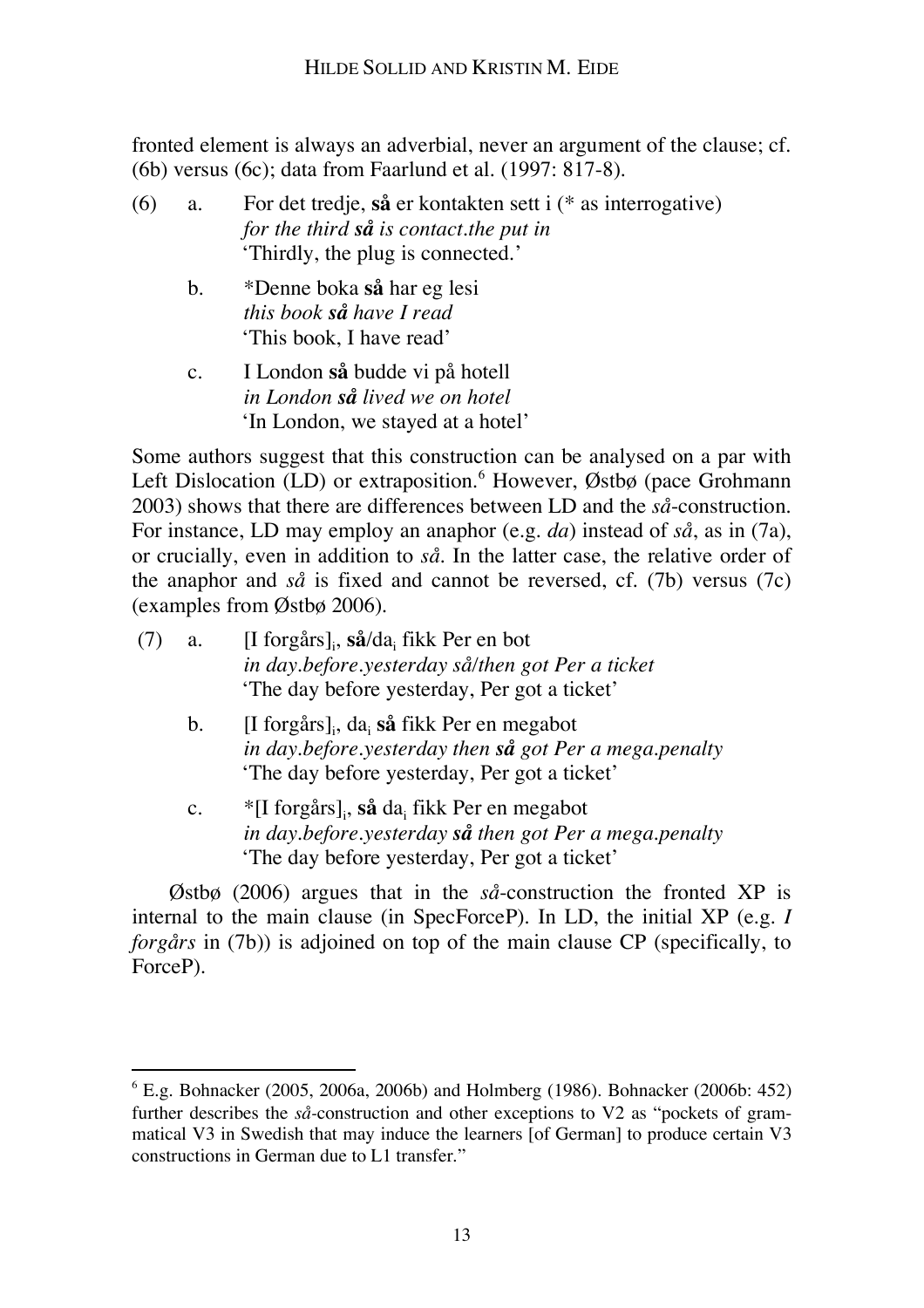fronted element is always an adverbial, never an argument of the clause; cf. (6b) versus (6c); data from Faarlund et al. (1997: 817-8).

(6) a. For det tredje, **så** er kontakten sett i (* as interrogative)
*for the third **så** is contact.the put in*
'Thirdly, the plug is connected.'

b. *Denne boka **så** har eg lesi
*this book **så** have I read*
'This book, I have read'

c. I London **så** budde vi på hotell
*in London **så** lived we on hotel*
'In London, we stayed at a hotel'

Some authors suggest that this construction can be analysed on a par with Left Dislocation (LD) or extraposition.[6] However, Østbø (pace Grohmann 2003) shows that there are differences between LD and the *så*-construction. For instance, LD may employ an anaphor (e.g. *da*) instead of *så*, as in (7a), or crucially, even in addition to *så*. In the latter case, the relative order of the anaphor and *så* is fixed and cannot be reversed, cf. (7b) versus (7c) (examples from Østbø 2006).

(7) a. [I forgårs]$_i$, **så**/da$_i$ fikk Per en bot
*in day.before.yesterday så/then got Per a ticket*
'The day before yesterday, Per got a ticket'

b. [I forgårs]$_i$, da$_i$ **så** fikk Per en megabot
*in day.before.yesterday then **så** got Per a mega.penalty*
'The day before yesterday, Per got a ticket'

c. *[I forgårs]$_i$, **så** da$_i$ fikk Per en megabot
*in day.before.yesterday **så** then got Per a mega.penalty*
'The day before yesterday, Per got a ticket'

Østbø (2006) argues that in the *så*-construction the fronted XP is internal to the main clause (in SpecForceP). In LD, the initial XP (e.g. *I forgårs* in (7b)) is adjoined on top of the main clause CP (specifically, to ForceP).

[6] E.g. Bohnacker (2005, 2006a, 2006b) and Holmberg (1986). Bohnacker (2006b: 452) further describes the *så*-construction and other exceptions to V2 as "pockets of grammatical V3 in Swedish that may induce the learners [of German] to produce certain V3 constructions in German due to L1 transfer."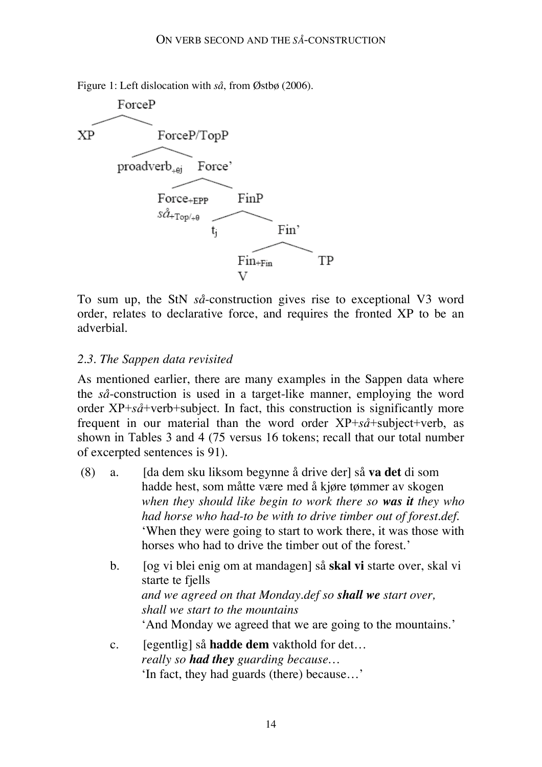Figure 1: Left dislocation with *så*, from Østbø (2006).

```
ForceP
├── XP
└── ForceP/TopP
    ├── proadverb_{+θj}
    └── Force'
        ├── Force_{+EPP}
        │   så_{+Top/+θ}
        └── FinP
            ├── t_j
            └── Fin'
                ├── Fin_{+Fin}
                │   V
                └── TP
```

To sum up, the StN *så*-construction gives rise to exceptional V3 word order, relates to declarative force, and requires the fronted XP to be an adverbial.

### *2.3. The Sappen data revisited*

As mentioned earlier, there are many examples in the Sappen data where the *så*-construction is used in a target-like manner, employing the word order XP+*så*+verb+subject. In fact, this construction is significantly more frequent in our material than the word order XP+*så*+subject+verb, as shown in Tables 3 and 4 (75 versus 16 tokens; recall that our total number of excerpted sentences is 91).

(8) a. [da dem sku liksom begynne å drive der] så **va det** di som hadde hest, som måtte være med å kjøre tømmer av skogen
*when they should like begin to work there so* ***was it*** *they who had horse who had-to be with to drive timber out of forest.def.*
'When they were going to start to work there, it was those with horses who had to drive the timber out of the forest.'

b. [og vi blei enig om at mandagen] så **skal vi** starte over, skal vi starte te fjells
*and we agreed on that Monday.def so* ***shall we*** *start over, shall we start to the mountains*
'And Monday we agreed that we are going to the mountains.'

c. [egentlig] så **hadde dem** vakthold for det…
*really so* ***had they*** *guarding because…*
'In fact, they had guards (there) because…'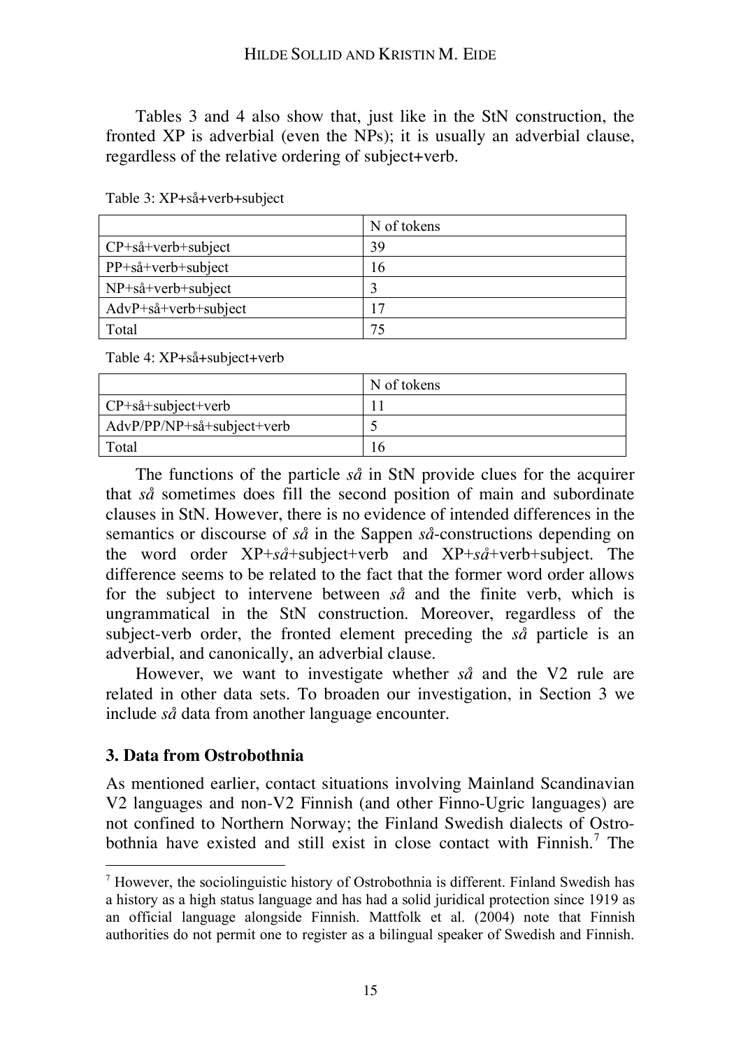Tables 3 and 4 also show that, just like in the StN construction, the fronted XP is adverbial (even the NPs); it is usually an adverbial clause, regardless of the relative ordering of subject+verb.

Table 3: XP+så+verb+subject

| | N of tokens |
|---|---|
| CP+så+verb+subject | 39 |
| PP+så+verb+subject | 16 |
| NP+så+verb+subject | 3 |
| AdvP+så+verb+subject | 17 |
| Total | 75 |

Table 4: XP+så+subject+verb

| | N of tokens |
|---|---|
| CP+så+subject+verb | 11 |
| AdvP/PP/NP+så+subject+verb | 5 |
| Total | 16 |

The functions of the particle *så* in StN provide clues for the acquirer that *så* sometimes does fill the second position of main and subordinate clauses in StN. However, there is no evidence of intended differences in the semantics or discourse of *så* in the Sappen *så*-constructions depending on the word order XP+*så*+subject+verb and XP+*så*+verb+subject. The difference seems to be related to the fact that the former word order allows for the subject to intervene between *så* and the finite verb, which is ungrammatical in the StN construction. Moreover, regardless of the subject-verb order, the fronted element preceding the *så* particle is an adverbial, and canonically, an adverbial clause.

However, we want to investigate whether *så* and the V2 rule are related in other data sets. To broaden our investigation, in Section 3 we include *så* data from another language encounter.

## 3. Data from Ostrobothnia

As mentioned earlier, contact situations involving Mainland Scandinavian V2 languages and non-V2 Finnish (and other Finno-Ugric languages) are not confined to Northern Norway; the Finland Swedish dialects of Ostrobothnia have existed and still exist in close contact with Finnish.[7] The

[7] However, the sociolinguistic history of Ostrobothnia is different. Finland Swedish has a history as a high status language and has had a solid juridical protection since 1919 as an official language alongside Finnish. Mattfolk et al. (2004) note that Finnish authorities do not permit one to register as a bilingual speaker of Swedish and Finnish.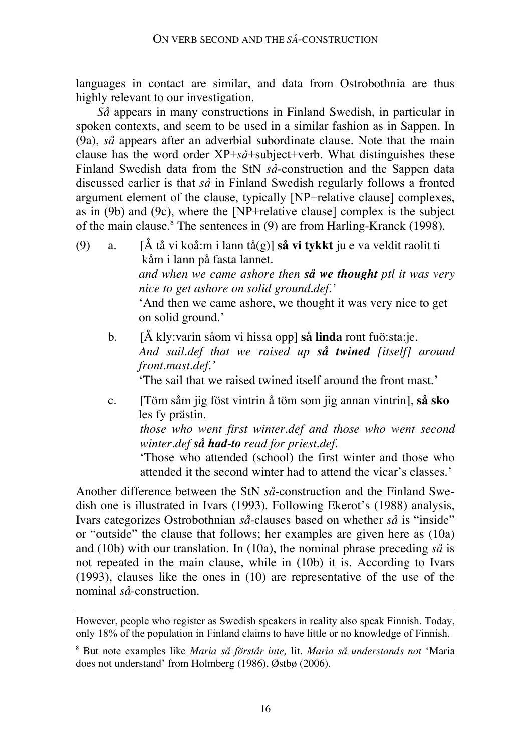languages in contact are similar, and data from Ostrobothnia are thus highly relevant to our investigation.

*Så* appears in many constructions in Finland Swedish, in particular in spoken contexts, and seem to be used in a similar fashion as in Sappen. In (9a), *så* appears after an adverbial subordinate clause. Note that the main clause has the word order XP+*så*+subject+verb. What distinguishes these Finland Swedish data from the StN *så*-construction and the Sappen data discussed earlier is that *så* in Finland Swedish regularly follows a fronted argument element of the clause, typically [NP+relative clause] complexes, as in (9b) and (9c), where the [NP+relative clause] complex is the subject of the main clause.[8] The sentences in (9) are from Harling-Kranck (1998).

(9) a. [Å tå vi koå:m i lann tå(g)] **så vi tykkt** ju e va veldit raolit ti kåm i lann på fasta lannet.
*and when we came ashore then **så we thought** ptl it was very nice to get ashore on solid ground.def.'*
'And then we came ashore, we thought it was very nice to get on solid ground.'

b. [Å kly:varin såom vi hissa opp] **så linda** ront fuö:sta:je.
*And sail.def that we raised up **så twined** [itself] around front.mast.def.'*
'The sail that we raised twined itself around the front mast.'

c. [Töm såm jig föst vintrin å töm som jig annan vintrin], **så sko** les fy prästin.
*those who went first winter.def and those who went second winter.def **så had-to** read for priest.def.*
'Those who attended (school) the first winter and those who attended it the second winter had to attend the vicar's classes.'

Another difference between the StN *så*-construction and the Finland Swedish one is illustrated in Ivars (1993). Following Ekerot's (1988) analysis, Ivars categorizes Ostrobothnian *så*-clauses based on whether *så* is "inside" or "outside" the clause that follows; her examples are given here as (10a) and (10b) with our translation. In (10a), the nominal phrase preceding *så* is not repeated in the main clause, while in (10b) it is. According to Ivars (1993), clauses like the ones in (10) are representative of the use of the nominal *så*-construction.

---

However, people who register as Swedish speakers in reality also speak Finnish. Today, only 18% of the population in Finland claims to have little or no knowledge of Finnish.

[8] But note examples like *Maria så förstår inte,* lit. *Maria så understands not* 'Maria does not understand' from Holmberg (1986), Østbø (2006).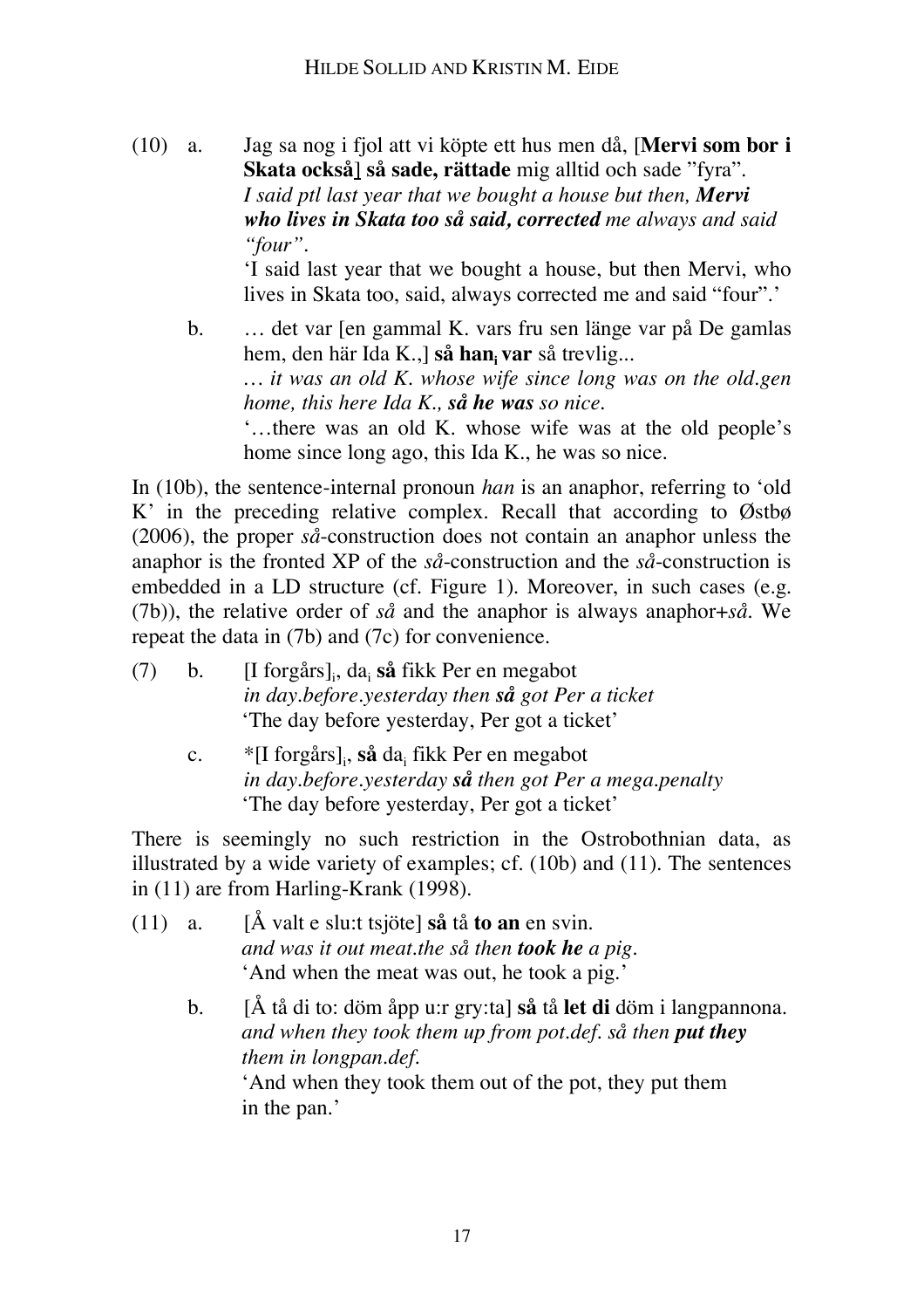(10) a. Jag sa nog i fjol att vi köpte ett hus men då, [**Mervi som bor i Skata också**] **så sade, rättade** mig alltid och sade "fyra".
*I said ptl last year that we bought a house but then,* ***Mervi who lives in Skata too så said, corrected*** *me always and said "four".*
'I said last year that we bought a house, but then Mervi, who lives in Skata too, said, always corrected me and said "four".'

b. … det var [en gammal K. vars fru sen länge var på De gamlas hem, den här Ida K.,] **så han$_i$ var** så trevlig...
*… it was an old K. whose wife since long was on the old.gen home, this here Ida K.,* ***så he was*** *so nice.*
'…there was an old K. whose wife was at the old people's home since long ago, this Ida K., he was so nice.

In (10b), the sentence-internal pronoun *han* is an anaphor, referring to 'old K' in the preceding relative complex. Recall that according to Østbø (2006), the proper *så*-construction does not contain an anaphor unless the anaphor is the fronted XP of the *så*-construction and the *så*-construction is embedded in a LD structure (cf. Figure 1). Moreover, in such cases (e.g. (7b)), the relative order of *så* and the anaphor is always anaphor+*så*. We repeat the data in (7b) and (7c) for convenience.

(7) b. [I forgårs]$_i$, da$_i$ **så** fikk Per en megabot
*in day.before.yesterday then* ***så*** *got Per a ticket*
'The day before yesterday, Per got a ticket'

c. *[I forgårs]$_i$, **så** da$_i$ fikk Per en megabot
*in day.before.yesterday* ***så*** *then got Per a mega.penalty*
'The day before yesterday, Per got a ticket'

There is seemingly no such restriction in the Ostrobothnian data, as illustrated by a wide variety of examples; cf. (10b) and (11). The sentences in (11) are from Harling-Krank (1998).

(11) a. [Å valt e slu:t tsjöte] **så** tå **to an** en svin.
*and was it out meat.the så then* ***took he*** *a pig.*
'And when the meat was out, he took a pig.'

b. [Å tå di to: döm åpp u:r gry:ta] **så** tå **let di** döm i langpannona.
*and when they took them up from pot.def. så then* ***put they*** *them in longpan.def.*
'And when they took them out of the pot, they put them in the pan.'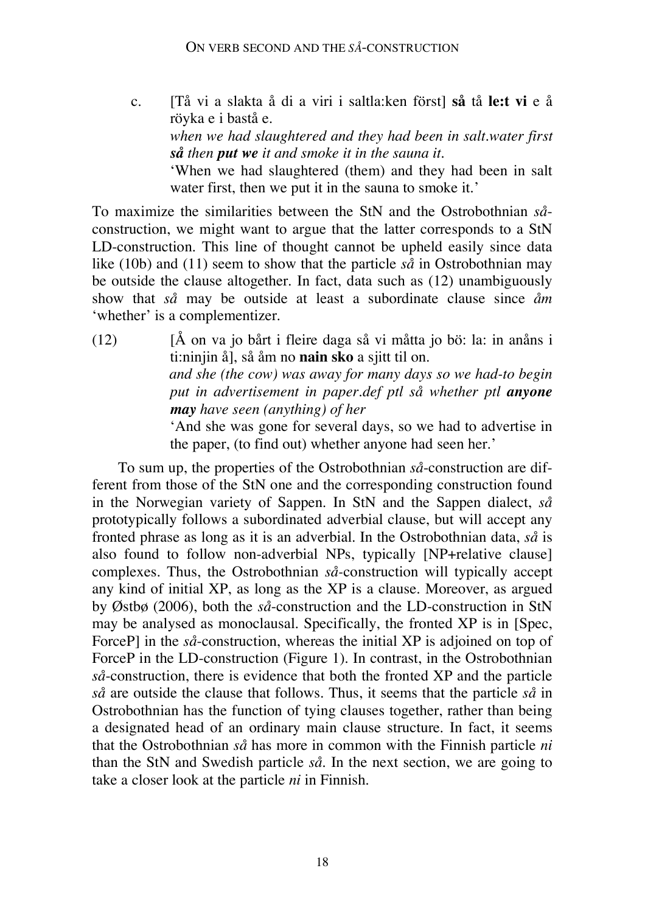c. [Tå vi a slakta å di a viri i saltla:ken först] **så** tå **le:t vi** e å röyka e i baståe.
   *when we had slaughtered and they had been in salt.water first **så** then **put we** it and smoke it in the sauna it.*
   'When we had slaughtered (them) and they had been in salt water first, then we put it in the sauna to smoke it.'

To maximize the similarities between the StN and the Ostrobothnian *så*-construction, we might want to argue that the latter corresponds to a StN LD-construction. This line of thought cannot be upheld easily since data like (10b) and (11) seem to show that the particle *så* in Ostrobothnian may be outside the clause altogether. In fact, data such as (12) unambiguously show that *så* may be outside at least a subordinate clause since *åm* 'whether' is a complementizer.

(12) [Å on va jo bårt i fleire daga så vi måtta jo bö: la: in anåns i ti:ninjin å], så åm no **nain sko** a sjitt til on.
   *and she (the cow) was away for many days so we had-to begin put in advertisement in paper.def ptl så whether ptl **anyone may** have seen (anything) of her*
   'And she was gone for several days, so we had to advertise in the paper, (to find out) whether anyone had seen her.'

To sum up, the properties of the Ostrobothnian *så*-construction are different from those of the StN one and the corresponding construction found in the Norwegian variety of Sappen. In StN and the Sappen dialect, *så* prototypically follows a subordinated adverbial clause, but will accept any fronted phrase as long as it is an adverbial. In the Ostrobothnian data, *så* is also found to follow non-adverbial NPs, typically [NP+relative clause] complexes. Thus, the Ostrobothnian *så*-construction will typically accept any kind of initial XP, as long as the XP is a clause. Moreover, as argued by Østbø (2006), both the *så*-construction and the LD-construction in StN may be analysed as monoclausal. Specifically, the fronted XP is in [Spec, ForceP] in the *så*-construction, whereas the initial XP is adjoined on top of ForceP in the LD-construction (Figure 1). In contrast, in the Ostrobothnian *så*-construction, there is evidence that both the fronted XP and the particle *så* are outside the clause that follows. Thus, it seems that the particle *så* in Ostrobothnian has the function of tying clauses together, rather than being a designated head of an ordinary main clause structure. In fact, it seems that the Ostrobothnian *så* has more in common with the Finnish particle *ni* than the StN and Swedish particle *så*. In the next section, we are going to take a closer look at the particle *ni* in Finnish.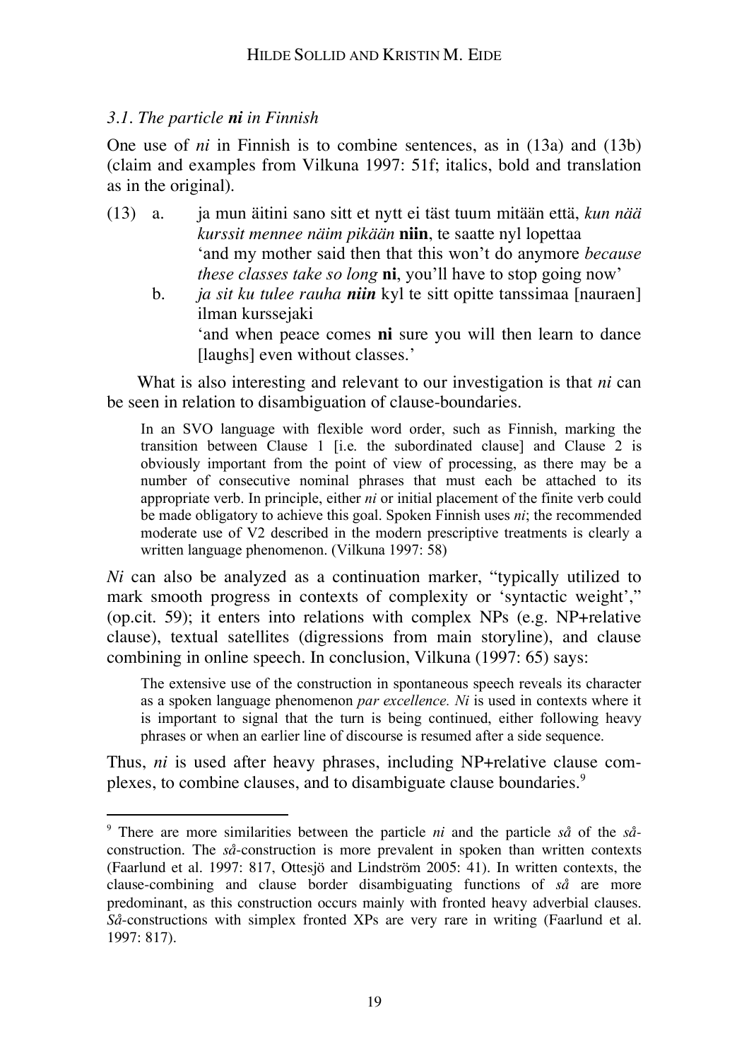### *3.1. The particle **ni** in Finnish*

One use of *ni* in Finnish is to combine sentences, as in (13a) and (13b) (claim and examples from Vilkuna 1997: 51f; italics, bold and translation as in the original).

(13) a. ja mun äitini sano sitt et nytt ei täst tuum mitään että, *kun nää kurssit mennee näim pikään* **niin**, te saatte nyl lopettaa
'and my mother said then that this won't do anymore *because these classes take so long* **ni**, you'll have to stop going now'

b. *ja sit ku tulee rauha **niin*** kyl te sitt opitte tanssimaa [nauraen] ilman kurssejaki
'and when peace comes **ni** sure you will then learn to dance [laughs] even without classes.'

What is also interesting and relevant to our investigation is that *ni* can be seen in relation to disambiguation of clause-boundaries.

> In an SVO language with flexible word order, such as Finnish, marking the transition between Clause 1 [i.e. the subordinated clause] and Clause 2 is obviously important from the point of view of processing, as there may be a number of consecutive nominal phrases that must each be attached to its appropriate verb. In principle, either *ni* or initial placement of the finite verb could be made obligatory to achieve this goal. Spoken Finnish uses *ni*; the recommended moderate use of V2 described in the modern prescriptive treatments is clearly a written language phenomenon. (Vilkuna 1997: 58)

*Ni* can also be analyzed as a continuation marker, "typically utilized to mark smooth progress in contexts of complexity or 'syntactic weight'," (op.cit. 59); it enters into relations with complex NPs (e.g. NP+relative clause), textual satellites (digressions from main storyline), and clause combining in online speech. In conclusion, Vilkuna (1997: 65) says:

> The extensive use of the construction in spontaneous speech reveals its character as a spoken language phenomenon *par excellence. Ni* is used in contexts where it is important to signal that the turn is being continued, either following heavy phrases or when an earlier line of discourse is resumed after a side sequence.

Thus, *ni* is used after heavy phrases, including NP+relative clause complexes, to combine clauses, and to disambiguate clause boundaries.[9]

---

[9] There are more similarities between the particle *ni* and the particle *så* of the *så*-construction. The *så*-construction is more prevalent in spoken than written contexts (Faarlund et al. 1997: 817, Ottesjö and Lindström 2005: 41). In written contexts, the clause-combining and clause border disambiguating functions of *så* are more predominant, as this construction occurs mainly with fronted heavy adverbial clauses. *Så*-constructions with simplex fronted XPs are very rare in writing (Faarlund et al. 1997: 817).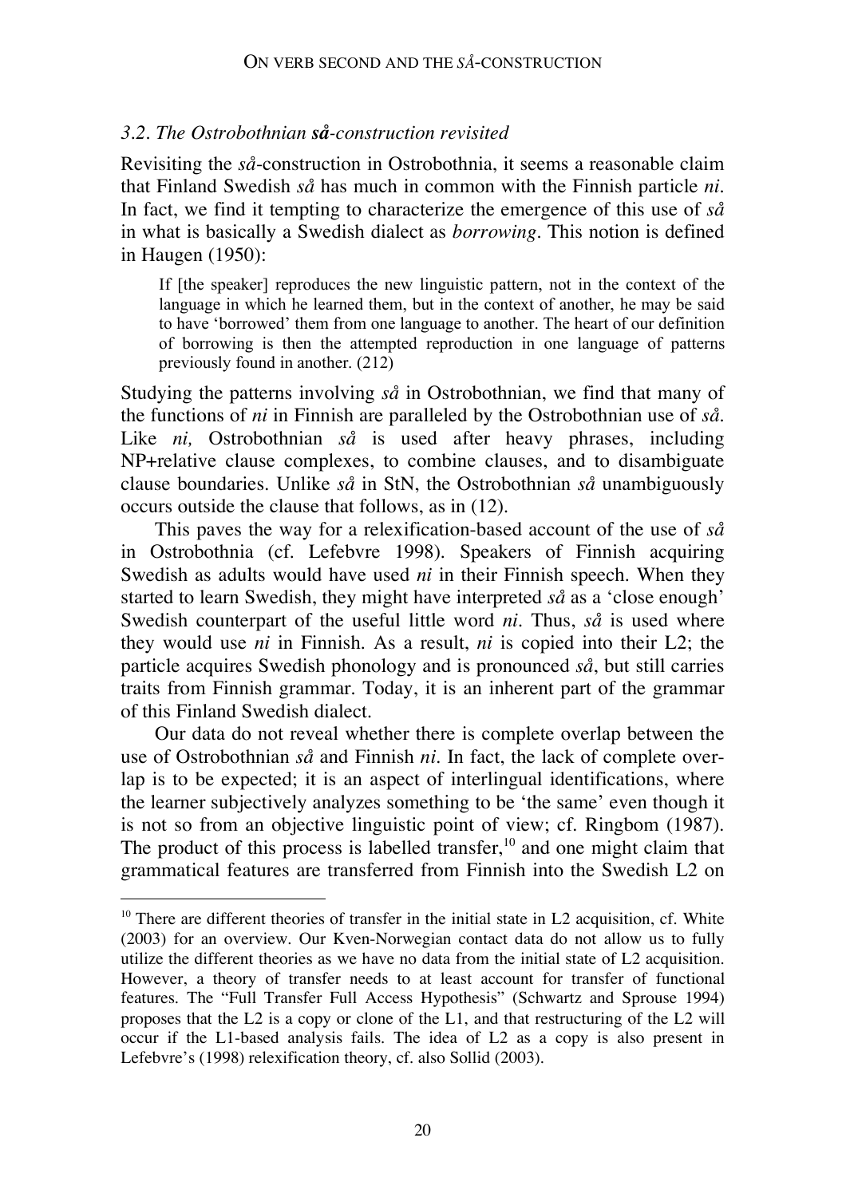### *3.2. The Ostrobothnian **så**-construction revisited*

Revisiting the *så*-construction in Ostrobothnia, it seems a reasonable claim that Finland Swedish *så* has much in common with the Finnish particle *ni*. In fact, we find it tempting to characterize the emergence of this use of *så* in what is basically a Swedish dialect as *borrowing*. This notion is defined in Haugen (1950):

> If [the speaker] reproduces the new linguistic pattern, not in the context of the language in which he learned them, but in the context of another, he may be said to have 'borrowed' them from one language to another. The heart of our definition of borrowing is then the attempted reproduction in one language of patterns previously found in another. (212)

Studying the patterns involving *så* in Ostrobothnian, we find that many of the functions of *ni* in Finnish are paralleled by the Ostrobothnian use of *så*. Like *ni,* Ostrobothnian *så* is used after heavy phrases, including NP+relative clause complexes, to combine clauses, and to disambiguate clause boundaries. Unlike *så* in StN, the Ostrobothnian *så* unambiguously occurs outside the clause that follows, as in (12).

This paves the way for a relexification-based account of the use of *så* in Ostrobothnia (cf. Lefebvre 1998). Speakers of Finnish acquiring Swedish as adults would have used *ni* in their Finnish speech. When they started to learn Swedish, they might have interpreted *så* as a 'close enough' Swedish counterpart of the useful little word *ni*. Thus, *så* is used where they would use *ni* in Finnish. As a result, *ni* is copied into their L2; the particle acquires Swedish phonology and is pronounced *så*, but still carries traits from Finnish grammar. Today, it is an inherent part of the grammar of this Finland Swedish dialect.

Our data do not reveal whether there is complete overlap between the use of Ostrobothnian *så* and Finnish *ni*. In fact, the lack of complete overlap is to be expected; it is an aspect of interlingual identifications, where the learner subjectively analyzes something to be 'the same' even though it is not so from an objective linguistic point of view; cf. Ringbom (1987). The product of this process is labelled transfer,[10] and one might claim that grammatical features are transferred from Finnish into the Swedish L2 on

---

[10] There are different theories of transfer in the initial state in L2 acquisition, cf. White (2003) for an overview. Our Kven-Norwegian contact data do not allow us to fully utilize the different theories as we have no data from the initial state of L2 acquisition. However, a theory of transfer needs to at least account for transfer of functional features. The "Full Transfer Full Access Hypothesis" (Schwartz and Sprouse 1994) proposes that the L2 is a copy or clone of the L1, and that restructuring of the L2 will occur if the L1-based analysis fails. The idea of L2 as a copy is also present in Lefebvre's (1998) relexification theory, cf. also Sollid (2003).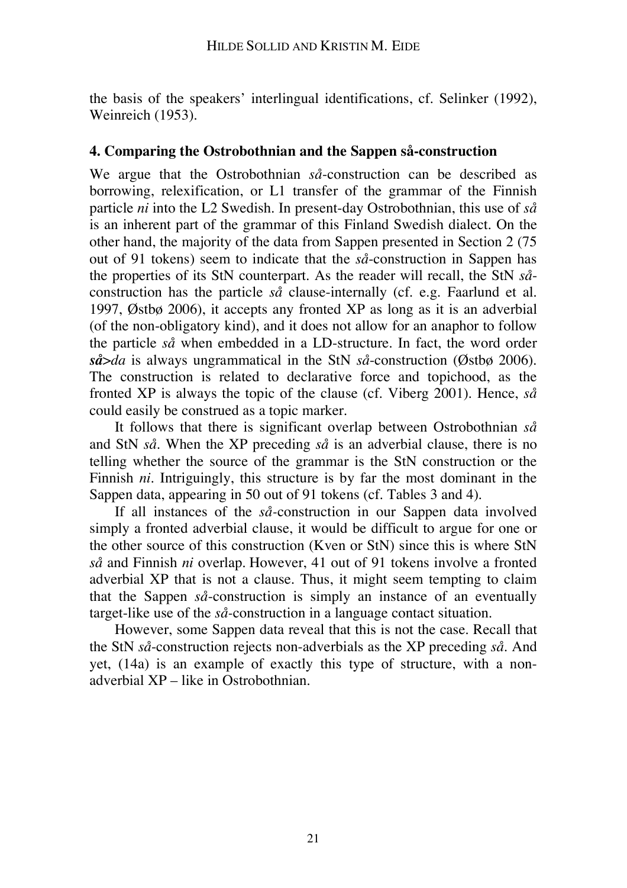the basis of the speakers' interlingual identifications, cf. Selinker (1992), Weinreich (1953).

## 4. Comparing the Ostrobothnian and the Sappen så-construction

We argue that the Ostrobothnian *så*-construction can be described as borrowing, relexification, or L1 transfer of the grammar of the Finnish particle *ni* into the L2 Swedish. In present-day Ostrobothnian, this use of *så* is an inherent part of the grammar of this Finland Swedish dialect. On the other hand, the majority of the data from Sappen presented in Section 2 (75 out of 91 tokens) seem to indicate that the *så*-construction in Sappen has the properties of its StN counterpart. As the reader will recall, the StN *så*-construction has the particle *så* clause-internally (cf. e.g. Faarlund et al. 1997, Østbø 2006), it accepts any fronted XP as long as it is an adverbial (of the non-obligatory kind), and it does not allow for an anaphor to follow the particle *så* when embedded in a LD-structure. In fact, the word order ***så****>da* is always ungrammatical in the StN *så*-construction (Østbø 2006). The construction is related to declarative force and topichood, as the fronted XP is always the topic of the clause (cf. Viberg 2001). Hence, *så* could easily be construed as a topic marker.

It follows that there is significant overlap between Ostrobothnian *så* and StN *så*. When the XP preceding *så* is an adverbial clause, there is no telling whether the source of the grammar is the StN construction or the Finnish *ni*. Intriguingly, this structure is by far the most dominant in the Sappen data, appearing in 50 out of 91 tokens (cf. Tables 3 and 4).

If all instances of the *så*-construction in our Sappen data involved simply a fronted adverbial clause, it would be difficult to argue for one or the other source of this construction (Kven or StN) since this is where StN *så* and Finnish *ni* overlap. However, 41 out of 91 tokens involve a fronted adverbial XP that is not a clause. Thus, it might seem tempting to claim that the Sappen *så*-construction is simply an instance of an eventually target-like use of the *så*-construction in a language contact situation.

However, some Sappen data reveal that this is not the case. Recall that the StN *så*-construction rejects non-adverbials as the XP preceding *så*. And yet, (14a) is an example of exactly this type of structure, with a non-adverbial XP – like in Ostrobothnian.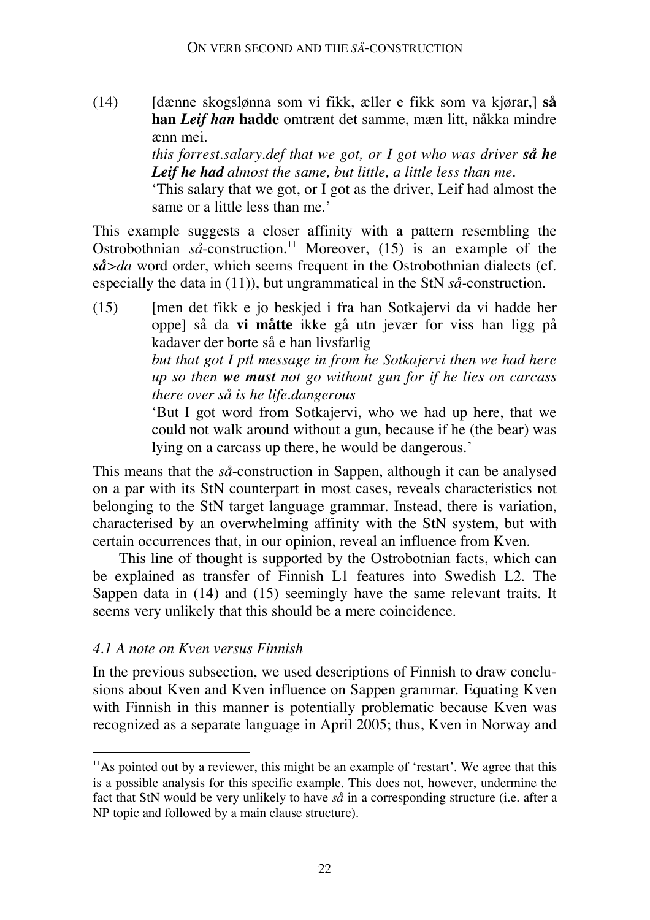(14) [dænne skogslønna som vi fikk, æller e fikk som va kjørar,] **så han *Leif han* hadde** omtrænt det samme, mæn litt, nåkka mindre ænn mei.
*this forrest.salary.def that we got, or I got who was driver **så he Leif he had** almost the same, but little, a little less than me.*
'This salary that we got, or I got as the driver, Leif had almost the same or a little less than me.'

This example suggests a closer affinity with a pattern resembling the Ostrobothnian *så*-construction.[11] Moreover, (15) is an example of the ***så*>*da*** word order, which seems frequent in the Ostrobothnian dialects (cf. especially the data in (11)), but ungrammatical in the StN *så*-construction.

(15) [men det fikk e jo beskjed i fra han Sotkajervi da vi hadde her oppe] så da **vi måtte** ikke gå utn jevær for viss han ligg på kadaver der borte så e han livsfarlig
*but that got I ptl message in from he Sotkajervi then we had here up so then **we must** not go without gun for if he lies on carcass there over så is he life.dangerous*
'But I got word from Sotkajervi, who we had up here, that we could not walk around without a gun, because if he (the bear) was lying on a carcass up there, he would be dangerous.'

This means that the *så*-construction in Sappen, although it can be analysed on a par with its StN counterpart in most cases, reveals characteristics not belonging to the StN target language grammar. Instead, there is variation, characterised by an overwhelming affinity with the StN system, but with certain occurrences that, in our opinion, reveal an influence from Kven.

This line of thought is supported by the Ostrobotnian facts, which can be explained as transfer of Finnish L1 features into Swedish L2. The Sappen data in (14) and (15) seemingly have the same relevant traits. It seems very unlikely that this should be a mere coincidence.

### *4.1 A note on Kven versus Finnish*

In the previous subsection, we used descriptions of Finnish to draw conclusions about Kven and Kven influence on Sappen grammar. Equating Kven with Finnish in this manner is potentially problematic because Kven was recognized as a separate language in April 2005; thus, Kven in Norway and

[11] As pointed out by a reviewer, this might be an example of 'restart'. We agree that this is a possible analysis for this specific example. This does not, however, undermine the fact that StN would be very unlikely to have *så* in a corresponding structure (i.e. after a NP topic and followed by a main clause structure).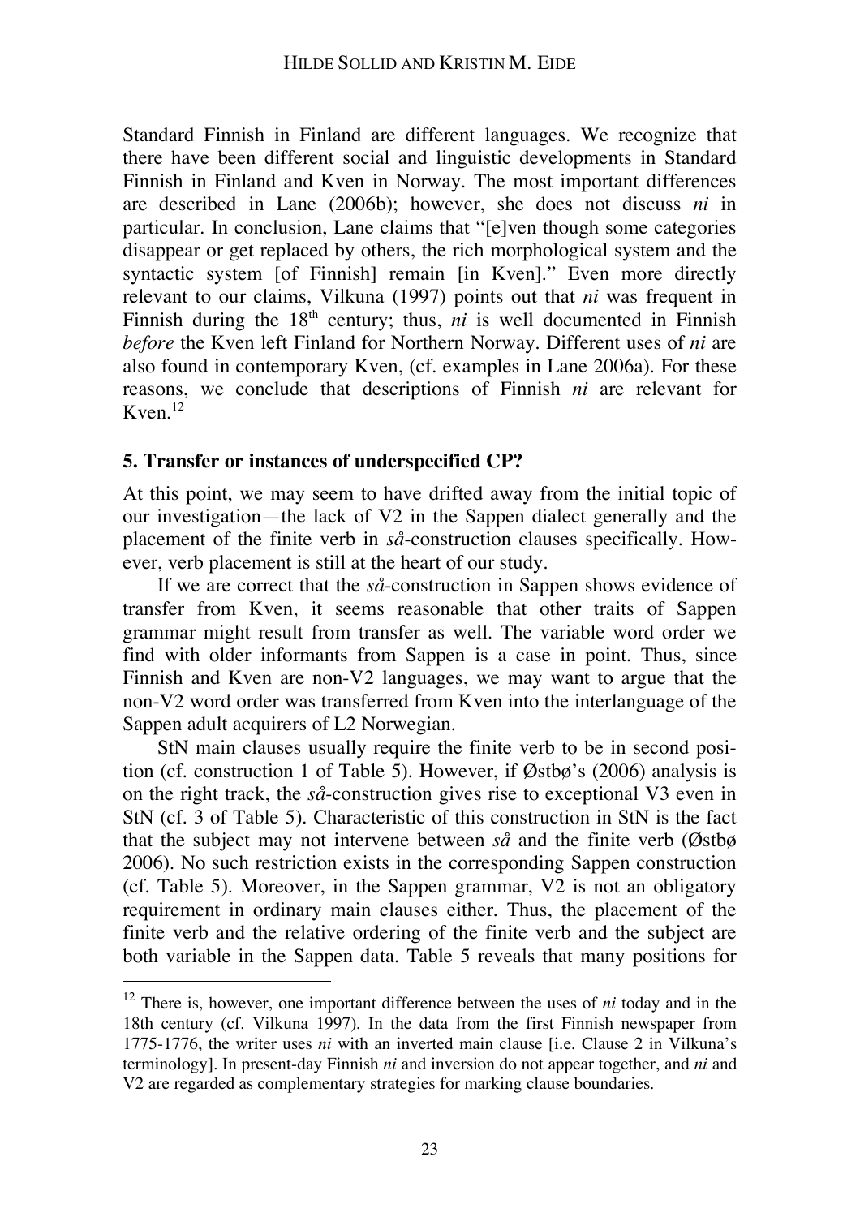Standard Finnish in Finland are different languages. We recognize that there have been different social and linguistic developments in Standard Finnish in Finland and Kven in Norway. The most important differences are described in Lane (2006b); however, she does not discuss *ni* in particular. In conclusion, Lane claims that "[e]ven though some categories disappear or get replaced by others, the rich morphological system and the syntactic system [of Finnish] remain [in Kven]." Even more directly relevant to our claims, Vilkuna (1997) points out that *ni* was frequent in Finnish during the 18th century; thus, *ni* is well documented in Finnish *before* the Kven left Finland for Northern Norway. Different uses of *ni* are also found in contemporary Kven, (cf. examples in Lane 2006a). For these reasons, we conclude that descriptions of Finnish *ni* are relevant for Kven.[12]

## 5. Transfer or instances of underspecified CP?

At this point, we may seem to have drifted away from the initial topic of our investigation—the lack of V2 in the Sappen dialect generally and the placement of the finite verb in *så*-construction clauses specifically. However, verb placement is still at the heart of our study.

If we are correct that the *så*-construction in Sappen shows evidence of transfer from Kven, it seems reasonable that other traits of Sappen grammar might result from transfer as well. The variable word order we find with older informants from Sappen is a case in point. Thus, since Finnish and Kven are non-V2 languages, we may want to argue that the non-V2 word order was transferred from Kven into the interlanguage of the Sappen adult acquirers of L2 Norwegian.

StN main clauses usually require the finite verb to be in second position (cf. construction 1 of Table 5). However, if Østbø's (2006) analysis is on the right track, the *så*-construction gives rise to exceptional V3 even in StN (cf. 3 of Table 5). Characteristic of this construction in StN is the fact that the subject may not intervene between *så* and the finite verb (Østbø 2006). No such restriction exists in the corresponding Sappen construction (cf. Table 5). Moreover, in the Sappen grammar, V2 is not an obligatory requirement in ordinary main clauses either. Thus, the placement of the finite verb and the relative ordering of the finite verb and the subject are both variable in the Sappen data. Table 5 reveals that many positions for

---

[12] There is, however, one important difference between the uses of *ni* today and in the 18th century (cf. Vilkuna 1997). In the data from the first Finnish newspaper from 1775-1776, the writer uses *ni* with an inverted main clause [i.e. Clause 2 in Vilkuna's terminology]. In present-day Finnish *ni* and inversion do not appear together, and *ni* and V2 are regarded as complementary strategies for marking clause boundaries.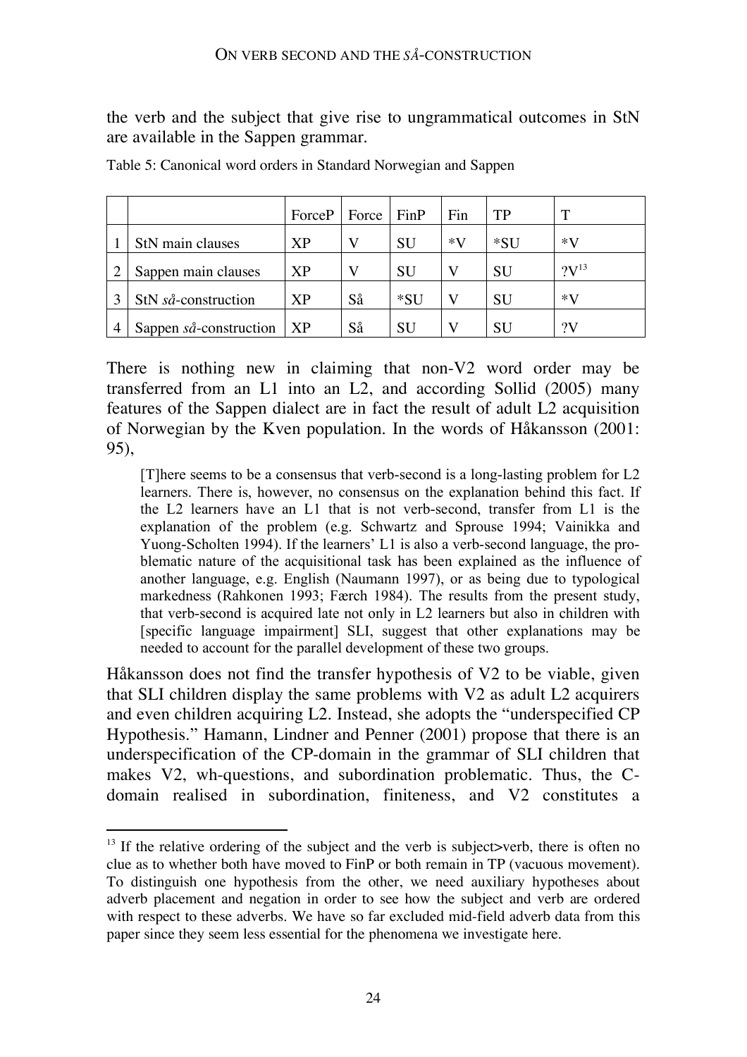the verb and the subject that give rise to ungrammatical outcomes in StN are available in the Sappen grammar.

Table 5: Canonical word orders in Standard Norwegian and Sappen

| | | ForceP | Force | FinP | Fin | TP | T |
|---|---|---|---|---|---|---|---|
| 1 | StN main clauses | XP | V | SU | *V | *SU | *V |
| 2 | Sappen main clauses | XP | V | SU | V | SU | ?V[13] |
| 3 | StN *så*-construction | XP | Så | *SU | V | SU | *V |
| 4 | Sappen *så*-construction | XP | Så | SU | V | SU | ?V |

There is nothing new in claiming that non-V2 word order may be transferred from an L1 into an L2, and according Sollid (2005) many features of the Sappen dialect are in fact the result of adult L2 acquisition of Norwegian by the Kven population. In the words of Håkansson (2001: 95),

> [T]here seems to be a consensus that verb-second is a long-lasting problem for L2 learners. There is, however, no consensus on the explanation behind this fact. If the L2 learners have an L1 that is not verb-second, transfer from L1 is the explanation of the problem (e.g. Schwartz and Sprouse 1994; Vainikka and Yuong-Scholten 1994). If the learners' L1 is also a verb-second language, the problematic nature of the acquisitional task has been explained as the influence of another language, e.g. English (Naumann 1997), or as being due to typological markedness (Rahkonen 1993; Færch 1984). The results from the present study, that verb-second is acquired late not only in L2 learners but also in children with [specific language impairment] SLI, suggest that other explanations may be needed to account for the parallel development of these two groups.

Håkansson does not find the transfer hypothesis of V2 to be viable, given that SLI children display the same problems with V2 as adult L2 acquirers and even children acquiring L2. Instead, she adopts the "underspecified CP Hypothesis." Hamann, Lindner and Penner (2001) propose that there is an underspecification of the CP-domain in the grammar of SLI children that makes V2, wh-questions, and subordination problematic. Thus, the C-domain realised in subordination, finiteness, and V2 constitutes a

---

[13] If the relative ordering of the subject and the verb is subject>verb, there is often no clue as to whether both have moved to FinP or both remain in TP (vacuous movement). To distinguish one hypothesis from the other, we need auxiliary hypotheses about adverb placement and negation in order to see how the subject and verb are ordered with respect to these adverbs. We have so far excluded mid-field adverb data from this paper since they seem less essential for the phenomena we investigate here.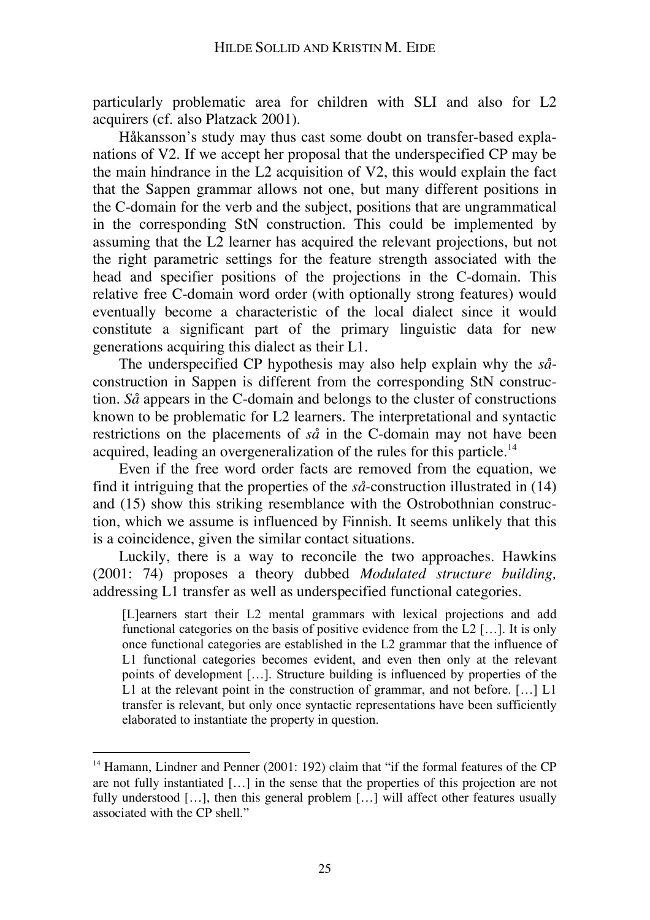particularly problematic area for children with SLI and also for L2 acquirers (cf. also Platzack 2001).

Håkansson's study may thus cast some doubt on transfer-based explanations of V2. If we accept her proposal that the underspecified CP may be the main hindrance in the L2 acquisition of V2, this would explain the fact that the Sappen grammar allows not one, but many different positions in the C-domain for the verb and the subject, positions that are ungrammatical in the corresponding StN construction. This could be implemented by assuming that the L2 learner has acquired the relevant projections, but not the right parametric settings for the feature strength associated with the head and specifier positions of the projections in the C-domain. This relative free C-domain word order (with optionally strong features) would eventually become a characteristic of the local dialect since it would constitute a significant part of the primary linguistic data for new generations acquiring this dialect as their L1.

The underspecified CP hypothesis may also help explain why the *så*-construction in Sappen is different from the corresponding StN construction. *Så* appears in the C-domain and belongs to the cluster of constructions known to be problematic for L2 learners. The interpretational and syntactic restrictions on the placements of *så* in the C-domain may not have been acquired, leading an overgeneralization of the rules for this particle.[14]

Even if the free word order facts are removed from the equation, we find it intriguing that the properties of the *så*-construction illustrated in (14) and (15) show this striking resemblance with the Ostrobothnian construction, which we assume is influenced by Finnish. It seems unlikely that this is a coincidence, given the similar contact situations.

Luckily, there is a way to reconcile the two approaches. Hawkins (2001: 74) proposes a theory dubbed *Modulated structure building,* addressing L1 transfer as well as underspecified functional categories.

> [L]earners start their L2 mental grammars with lexical projections and add functional categories on the basis of positive evidence from the L2 […]. It is only once functional categories are established in the L2 grammar that the influence of L1 functional categories becomes evident, and even then only at the relevant points of development […]. Structure building is influenced by properties of the L1 at the relevant point in the construction of grammar, and not before. […] L1 transfer is relevant, but only once syntactic representations have been sufficiently elaborated to instantiate the property in question.

---

[14] Hamann, Lindner and Penner (2001: 192) claim that "if the formal features of the CP are not fully instantiated […] in the sense that the properties of this projection are not fully understood […], then this general problem […] will affect other features usually associated with the CP shell."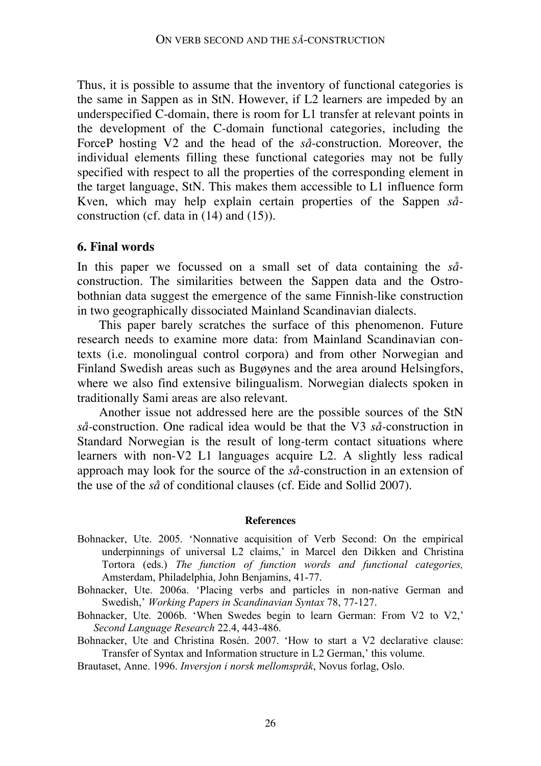Thus, it is possible to assume that the inventory of functional categories is the same in Sappen as in StN. However, if L2 learners are impeded by an underspecified C-domain, there is room for L1 transfer at relevant points in the development of the C-domain functional categories, including the ForceP hosting V2 and the head of the *så*-construction. Moreover, the individual elements filling these functional categories may not be fully specified with respect to all the properties of the corresponding element in the target language, StN. This makes them accessible to L1 influence form Kven, which may help explain certain properties of the Sappen *så*-construction (cf. data in (14) and (15)).

## 6. Final words

In this paper we focussed on a small set of data containing the *så*-construction. The similarities between the Sappen data and the Ostrobothnian data suggest the emergence of the same Finnish-like construction in two geographically dissociated Mainland Scandinavian dialects.

This paper barely scratches the surface of this phenomenon. Future research needs to examine more data: from Mainland Scandinavian contexts (i.e. monolingual control corpora) and from other Norwegian and Finland Swedish areas such as Bugøynes and the area around Helsingfors, where we also find extensive bilingualism. Norwegian dialects spoken in traditionally Sami areas are also relevant.

Another issue not addressed here are the possible sources of the StN *så*-construction. One radical idea would be that the V3 *så*-construction in Standard Norwegian is the result of long-term contact situations where learners with non-V2 L1 languages acquire L2. A slightly less radical approach may look for the source of the *så*-construction in an extension of the use of the *så* of conditional clauses (cf. Eide and Sollid 2007).

### References

Bohnacker, Ute. 2005. 'Nonnative acquisition of Verb Second: On the empirical underpinnings of universal L2 claims,' in Marcel den Dikken and Christina Tortora (eds.) *The function of function words and functional categories,* Amsterdam, Philadelphia, John Benjamins, 41-77.

Bohnacker, Ute. 2006a. 'Placing verbs and particles in non-native German and Swedish,' *Working Papers in Scandinavian Syntax* 78, 77-127.

Bohnacker, Ute. 2006b. 'When Swedes begin to learn German: From V2 to V2,' *Second Language Research* 22.4, 443-486.

Bohnacker, Ute and Christina Rosén. 2007. 'How to start a V2 declarative clause: Transfer of Syntax and Information structure in L2 German,' this volume.

Brautaset, Anne. 1996. *Inversjon i norsk mellomspråk*, Novus forlag, Oslo.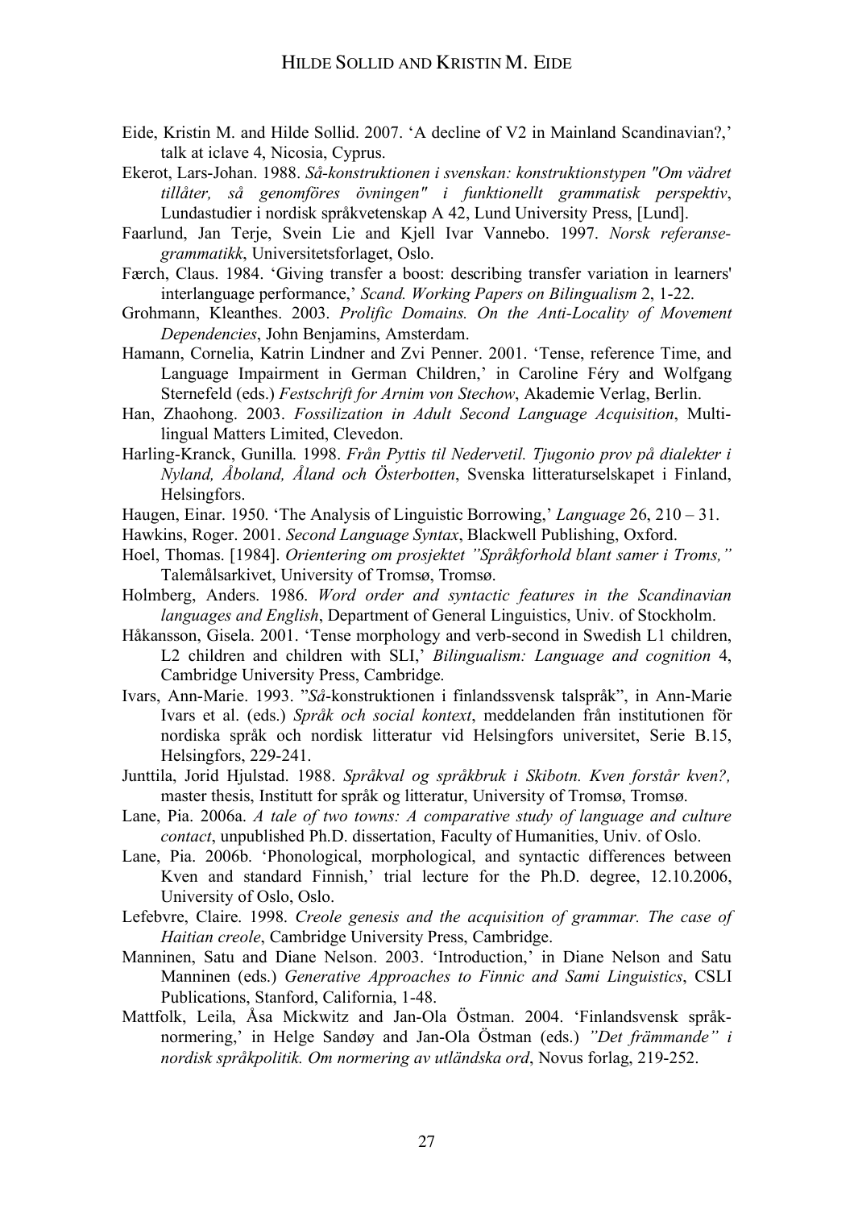Eide, Kristin M. and Hilde Sollid. 2007. 'A decline of V2 in Mainland Scandinavian?,' talk at iclave 4, Nicosia, Cyprus.

Ekerot, Lars-Johan. 1988. *Så-konstruktionen i svenskan: konstruktionstypen "Om vädret tillåter, så genomföres övningen" i funktionellt grammatisk perspektiv*, Lundastudier i nordisk språkvetenskap A 42, Lund University Press, [Lund].

Faarlund, Jan Terje, Svein Lie and Kjell Ivar Vannebo. 1997. *Norsk referansegrammatikk*, Universitetsforlaget, Oslo.

Færch, Claus. 1984. 'Giving transfer a boost: describing transfer variation in learners' interlanguage performance,' *Scand. Working Papers on Bilingualism* 2, 1-22.

Grohmann, Kleanthes. 2003. *Prolific Domains. On the Anti-Locality of Movement Dependencies*, John Benjamins, Amsterdam.

Hamann, Cornelia, Katrin Lindner and Zvi Penner. 2001. 'Tense, reference Time, and Language Impairment in German Children,' in Caroline Féry and Wolfgang Sternefeld (eds.) *Festschrift for Arnim von Stechow*, Akademie Verlag, Berlin.

Han, Zhaohong. 2003. *Fossilization in Adult Second Language Acquisition*, Multilingual Matters Limited, Clevedon.

Harling-Kranck, Gunilla. 1998. *Från Pyttis til Nedervetil. Tjugonio prov på dialekter i Nyland, Åboland, Åland och Österbotten*, Svenska litteraturselskapet i Finland, Helsingfors.

Haugen, Einar. 1950. 'The Analysis of Linguistic Borrowing,' *Language* 26, 210 – 31.

Hawkins, Roger. 2001. *Second Language Syntax*, Blackwell Publishing, Oxford.

Hoel, Thomas. [1984]. *Orientering om prosjektet "Språkforhold blant samer i Troms,"* Talemålsarkivet, University of Tromsø, Tromsø.

Holmberg, Anders. 1986. *Word order and syntactic features in the Scandinavian languages and English*, Department of General Linguistics, Univ. of Stockholm.

Håkansson, Gisela. 2001. 'Tense morphology and verb-second in Swedish L1 children, L2 children and children with SLI,' *Bilingualism: Language and cognition* 4, Cambridge University Press, Cambridge.

Ivars, Ann-Marie. 1993. "*Så*-konstruktionen i finlandssvensk talspråk", in Ann-Marie Ivars et al. (eds.) *Språk och social kontext*, meddelanden från institutionen för nordiska språk och nordisk litteratur vid Helsingfors universitet, Serie B.15, Helsingfors, 229-241.

Junttila, Jorid Hjulstad. 1988. *Språkval og språkbruk i Skibotn. Kven forstår kven?,* master thesis, Institutt for språk og litteratur, University of Tromsø, Tromsø.

Lane, Pia. 2006a. *A tale of two towns: A comparative study of language and culture contact*, unpublished Ph.D. dissertation, Faculty of Humanities, Univ. of Oslo.

Lane, Pia. 2006b. 'Phonological, morphological, and syntactic differences between Kven and standard Finnish,' trial lecture for the Ph.D. degree, 12.10.2006, University of Oslo, Oslo.

Lefebvre, Claire. 1998. *Creole genesis and the acquisition of grammar. The case of Haitian creole*, Cambridge University Press, Cambridge.

Manninen, Satu and Diane Nelson. 2003. 'Introduction,' in Diane Nelson and Satu Manninen (eds.) *Generative Approaches to Finnic and Sami Linguistics*, CSLI Publications, Stanford, California, 1-48.

Mattfolk, Leila, Åsa Mickwitz and Jan-Ola Östman. 2004. 'Finlandsvensk språknormering,' in Helge Sandøy and Jan-Ola Östman (eds.) *"Det främmande" i nordisk språkpolitik. Om normering av utländska ord*, Novus forlag, 219-252.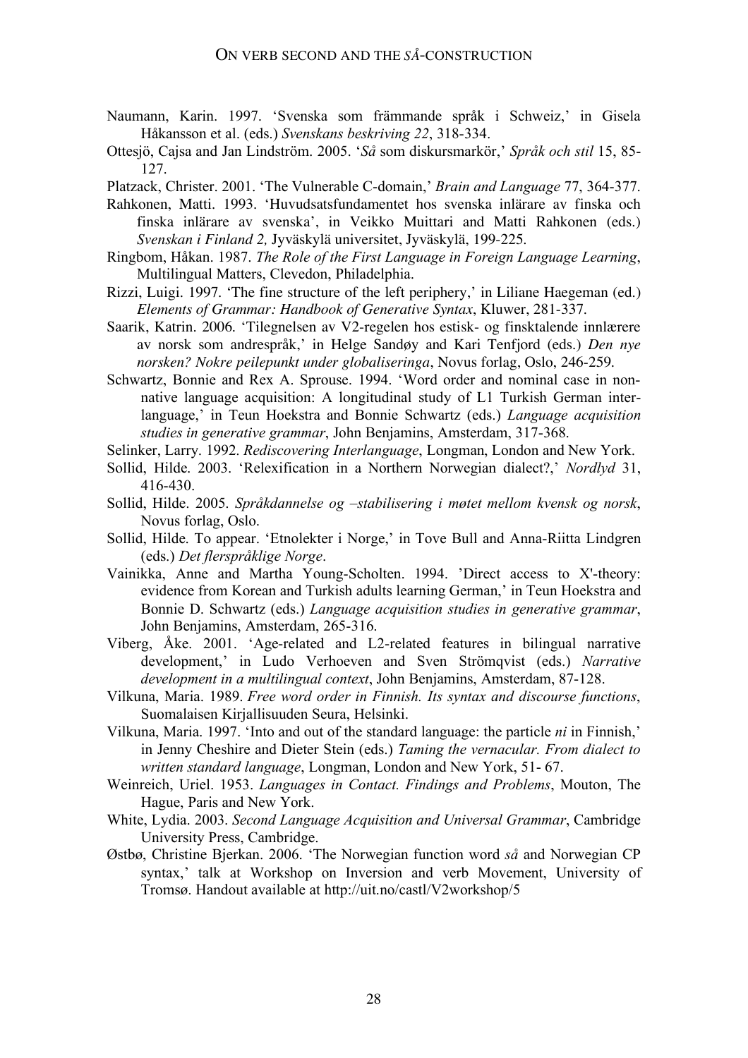Naumann, Karin. 1997. 'Svenska som främmande språk i Schweiz,' in Gisela Håkansson et al. (eds.) *Svenskans beskriving 22*, 318-334.

Ottesjö, Cajsa and Jan Lindström. 2005. '*Så* som diskursmarkör,' *Språk och stil* 15, 85-127.

Platzack, Christer. 2001. 'The Vulnerable C-domain,' *Brain and Language* 77, 364-377.

Rahkonen, Matti. 1993. 'Huvudsatsfundamentet hos svenska inlärare av finska och finska inlärare av svenska', in Veikko Muittari and Matti Rahkonen (eds.) *Svenskan i Finland 2,* Jyväskylä universitet, Jyväskylä, 199-225.

Ringbom, Håkan. 1987. *The Role of the First Language in Foreign Language Learning*, Multilingual Matters, Clevedon, Philadelphia.

Rizzi, Luigi. 1997. 'The fine structure of the left periphery,' in Liliane Haegeman (ed.) *Elements of Grammar: Handbook of Generative Syntax*, Kluwer, 281-337.

Saarik, Katrin. 2006. 'Tilegnelsen av V2-regelen hos estisk- og finsktalende innlærere av norsk som andrespråk,' in Helge Sandøy and Kari Tenfjord (eds.) *Den nye norsken? Nokre peilepunkt under globaliseringa*, Novus forlag, Oslo, 246-259.

Schwartz, Bonnie and Rex A. Sprouse. 1994. 'Word order and nominal case in non-native language acquisition: A longitudinal study of L1 Turkish German inter-language,' in Teun Hoekstra and Bonnie Schwartz (eds.) *Language acquisition studies in generative grammar*, John Benjamins, Amsterdam, 317-368.

Selinker, Larry. 1992. *Rediscovering Interlanguage*, Longman, London and New York.

Sollid, Hilde. 2003. 'Relexification in a Northern Norwegian dialect?,' *Nordlyd* 31, 416-430.

Sollid, Hilde. 2005. *Språkdannelse og –stabilisering i møtet mellom kvensk og norsk*, Novus forlag, Oslo.

Sollid, Hilde. To appear. 'Etnolekter i Norge,' in Tove Bull and Anna-Riitta Lindgren (eds.) *Det flerspråklige Norge*.

Vainikka, Anne and Martha Young-Scholten. 1994. 'Direct access to X'-theory: evidence from Korean and Turkish adults learning German,' in Teun Hoekstra and Bonnie D. Schwartz (eds.) *Language acquisition studies in generative grammar*, John Benjamins, Amsterdam, 265-316.

Viberg, Åke. 2001. 'Age-related and L2-related features in bilingual narrative development,' in Ludo Verhoeven and Sven Strömqvist (eds.) *Narrative development in a multilingual context*, John Benjamins, Amsterdam, 87-128.

Vilkuna, Maria. 1989. *Free word order in Finnish. Its syntax and discourse functions*, Suomalaisen Kirjallisuuden Seura, Helsinki.

Vilkuna, Maria. 1997. 'Into and out of the standard language: the particle *ni* in Finnish,' in Jenny Cheshire and Dieter Stein (eds.) *Taming the vernacular. From dialect to written standard language*, Longman, London and New York, 51- 67.

Weinreich, Uriel. 1953. *Languages in Contact. Findings and Problems*, Mouton, The Hague, Paris and New York.

White, Lydia. 2003. *Second Language Acquisition and Universal Grammar*, Cambridge University Press, Cambridge.

Østbø, Christine Bjerkan. 2006. 'The Norwegian function word *så* and Norwegian CP syntax,' talk at Workshop on Inversion and verb Movement, University of Tromsø. Handout available at http://uit.no/castl/V2workshop/5